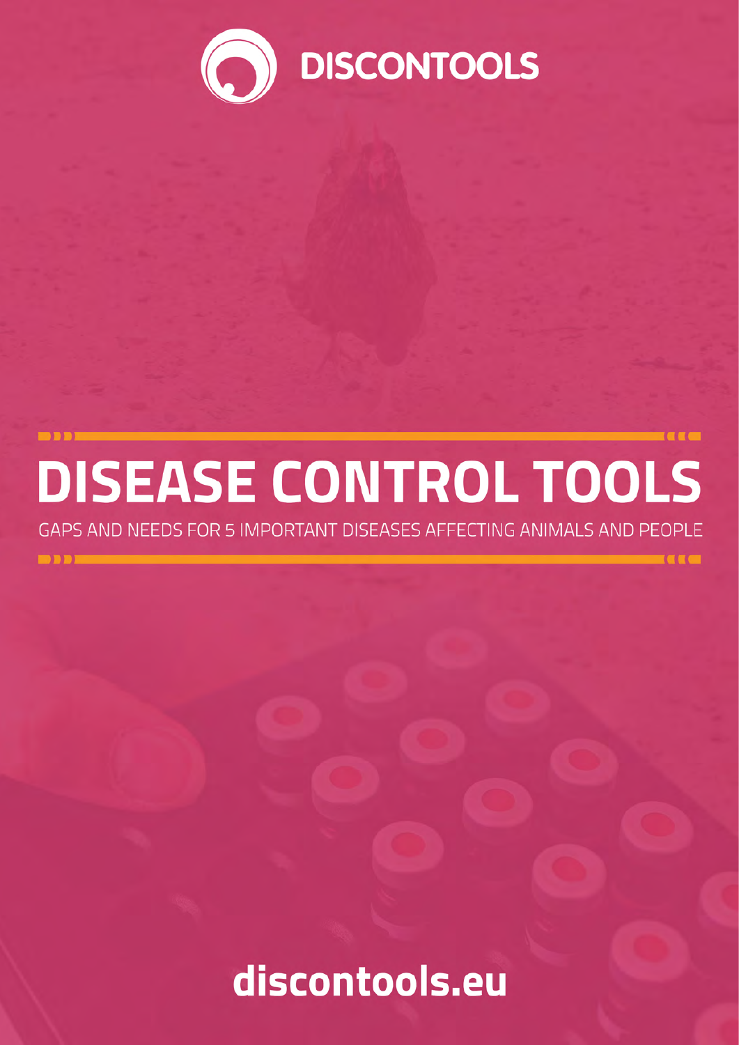DISCONTOOLS

# DISEASE CONTROL TOOLS

GAPS AND NEEDS FOR 5 IMPORTANT DISEASES AFFECTING ANIMALS AND PEOPLE

discontools.eu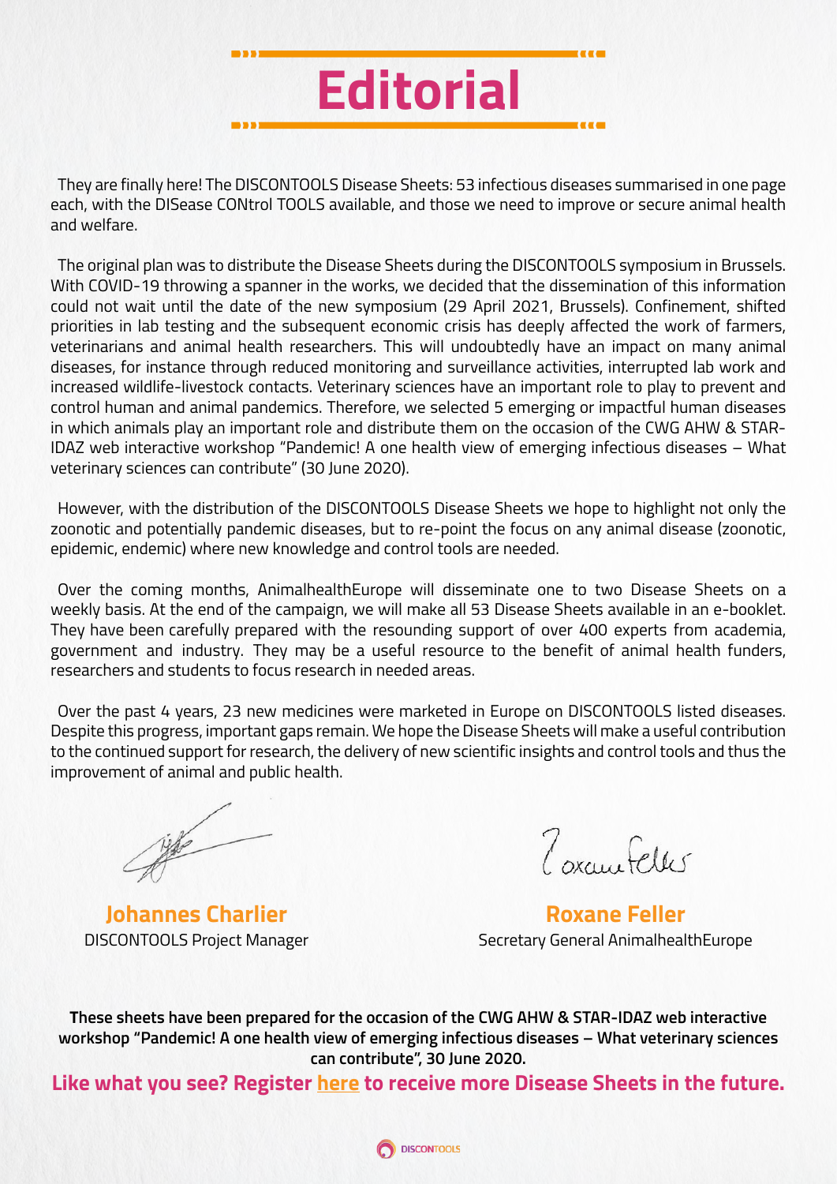# Editorial

They are finally here! The DISCONTOOLS Disease Sheets: 53 infectious diseases summarised in one page each, with the DISease CONtrol TOOLS available, and those we need to improve or secure animal health and welfare.

The original plan was to distribute the Disease Sheets during the DISCONTOOLS symposium in Brussels. With COVID-19 throwing a spanner in the works, we decided that the dissemination of this information could not wait until the date of the new symposium (29 April 2021, Brussels). Confinement, shifted priorities in lab testing and the subsequent economic crisis has deeply affected the work of farmers, veterinarians and animal health researchers. This will undoubtedly have an impact on many animal diseases, for instance through reduced monitoring and surveillance activities, interrupted lab work and increased wildlife-livestock contacts. Veterinary sciences have an important role to play to prevent and control human and animal pandemics. Therefore, we selected 5 emerging or impactful human diseases in which animals play an important role and distribute them on the occasion of the CWG AHW & STAR-IDAZ web interactive workshop "Pandemic! A one health view of emerging infectious diseases – What veterinary sciences can contribute" (30 June 2020).

However, with the distribution of the DISCONTOOLS Disease Sheets we hope to highlight not only the zoonotic and potentially pandemic diseases, but to re-point the focus on any animal disease (zoonotic, epidemic, endemic) where new knowledge and control tools are needed.

Over the coming months, AnimalhealthEurope will disseminate one to two Disease Sheets on a weekly basis. At the end of the campaign, we will make all 53 Disease Sheets available in an e-booklet. They have been carefully prepared with the resounding support of over 400 experts from academia, government and industry. They may be a useful resource to the benefit of animal health funders, researchers and students to focus research in needed areas.

Over the past 4 years, 23 new medicines were marketed in Europe on DISCONTOOLS listed diseases. Despite this progress, important gaps remain. We hope the Disease Sheets will make a useful contribution to the continued support for research, the delivery of new scientific insights and control tools and thus the improvement of animal and public health.

**Johannes Charlier**
DISCONTOOLS Project Manager

**Roxane Feller**
Secretary General AnimalhealthEurope

**These sheets have been prepared for the occasion of the CWG AHW & STAR-IDAZ web interactive workshop "Pandemic! A one health view of emerging infectious diseases – What veterinary sciences can contribute", 30 June 2020.**

**Like what you see? Register here to receive more Disease Sheets in the future.**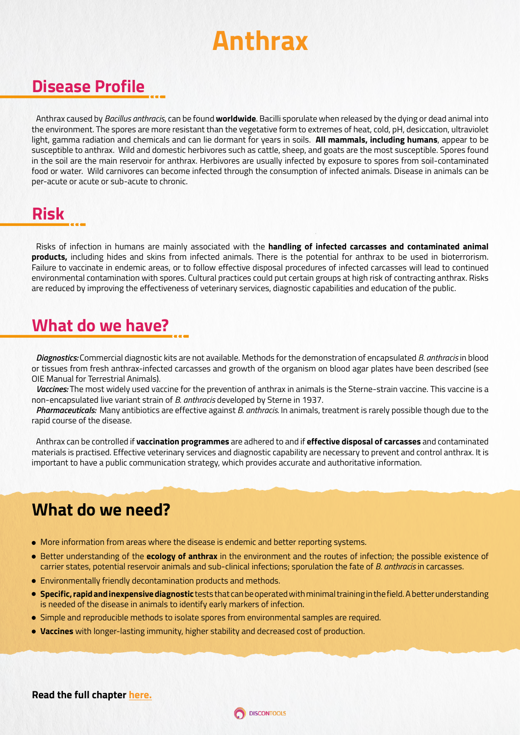# Anthrax

## Disease Profile

Anthrax caused by *Bacillus anthracis*, can be found **worldwide**. Bacilli sporulate when released by the dying or dead animal into the environment. The spores are more resistant than the vegetative form to extremes of heat, cold, pH, desiccation, ultraviolet light, gamma radiation and chemicals and can lie dormant for years in soils. **All mammals, including humans**, appear to be susceptible to anthrax. Wild and domestic herbivores such as cattle, sheep, and goats are the most susceptible. Spores found in the soil are the main reservoir for anthrax. Herbivores are usually infected by exposure to spores from soil-contaminated food or water. Wild carnivores can become infected through the consumption of infected animals. Disease in animals can be per-acute or acute or sub-acute to chronic.

## Risk

Risks of infection in humans are mainly associated with the **handling of infected carcasses and contaminated animal products,** including hides and skins from infected animals. There is the potential for anthrax to be used in bioterrorism. Failure to vaccinate in endemic areas, or to follow effective disposal procedures of infected carcasses will lead to continued environmental contamination with spores. Cultural practices could put certain groups at high risk of contracting anthrax. Risks are reduced by improving the effectiveness of veterinary services, diagnostic capabilities and education of the public.

## What do we have?

***Diagnostics:*** Commercial diagnostic kits are not available. Methods for the demonstration of encapsulated *B. anthracis* in blood or tissues from fresh anthrax-infected carcasses and growth of the organism on blood agar plates have been described (see OIE Manual for Terrestrial Animals).

***Vaccines:*** The most widely used vaccine for the prevention of anthrax in animals is the Sterne-strain vaccine. This vaccine is a non-encapsulated live variant strain of *B. anthracis* developed by Sterne in 1937.

***Pharmaceuticals:*** Many antibiotics are effective against *B. anthracis*. In animals, treatment is rarely possible though due to the rapid course of the disease.

Anthrax can be controlled if **vaccination programmes** are adhered to and if **effective disposal of carcasses** and contaminated materials is practised. Effective veterinary services and diagnostic capability are necessary to prevent and control anthrax. It is important to have a public communication strategy, which provides accurate and authoritative information.

## What do we need?

- More information from areas where the disease is endemic and better reporting systems.
- Better understanding of the **ecology of anthrax** in the environment and the routes of infection; the possible existence of carrier states, potential reservoir animals and sub-clinical infections; sporulation the fate of *B. anthracis* in carcasses.
- Environmentally friendly decontamination products and methods.
- **Specific, rapid and inexpensive diagnostic** tests that can be operated with minimal training in the field. A better understanding is needed of the disease in animals to identify early markers of infection.
- Simple and reproducible methods to isolate spores from environmental samples are required.
- **Vaccines** with longer-lasting immunity, higher stability and decreased cost of production.

**Read the full chapter here.**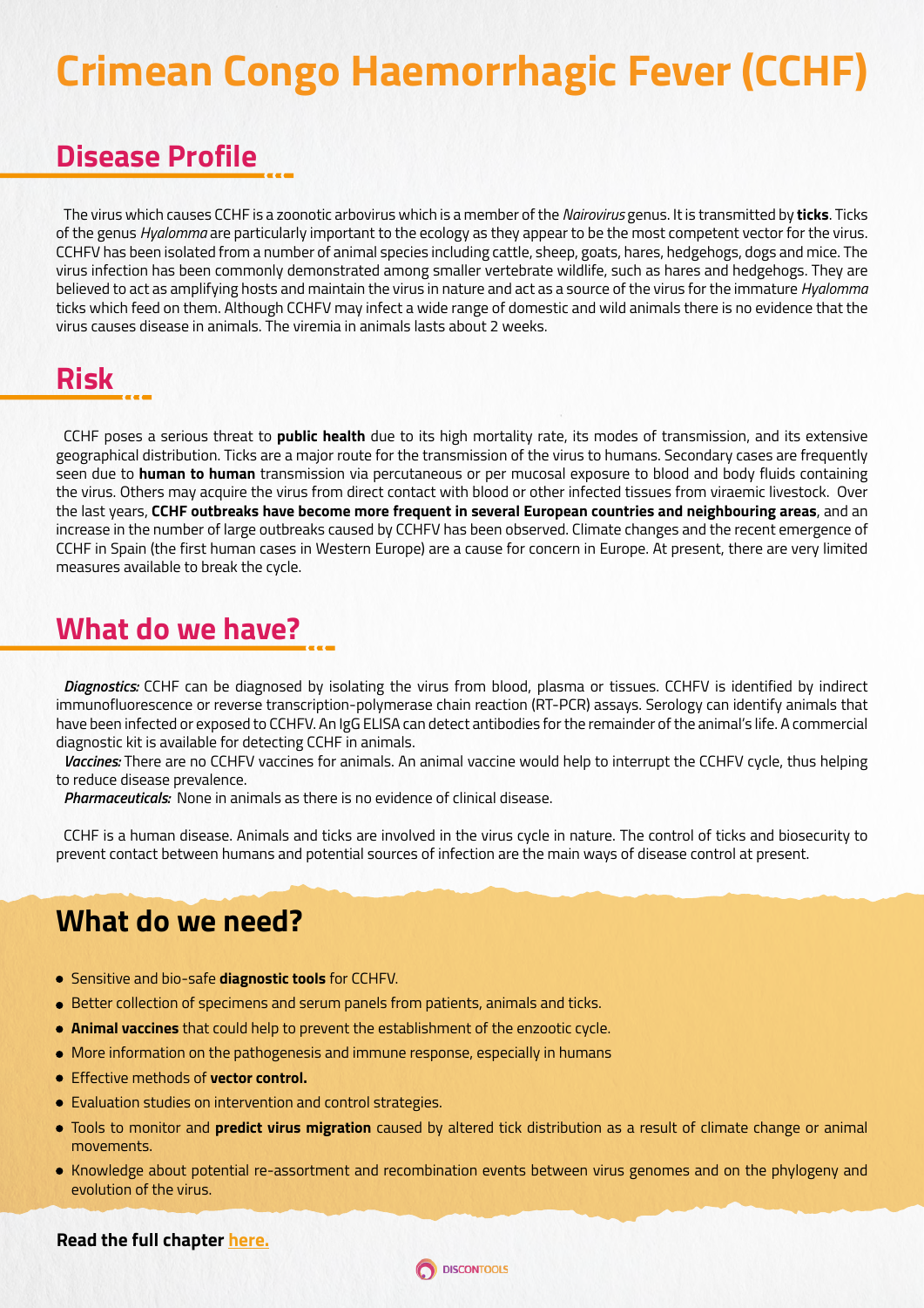# Crimean Congo Haemorrhagic Fever (CCHF)

## Disease Profile

The virus which causes CCHF is a zoonotic arbovirus which is a member of the *Nairovirus* genus. It is transmitted by **ticks**. Ticks of the genus *Hyalomma* are particularly important to the ecology as they appear to be the most competent vector for the virus. CCHFV has been isolated from a number of animal species including cattle, sheep, goats, hares, hedgehogs, dogs and mice. The virus infection has been commonly demonstrated among smaller vertebrate wildlife, such as hares and hedgehogs. They are believed to act as amplifying hosts and maintain the virus in nature and act as a source of the virus for the immature *Hyalomma* ticks which feed on them. Although CCHFV may infect a wide range of domestic and wild animals there is no evidence that the virus causes disease in animals. The viremia in animals lasts about 2 weeks.

## Risk

CCHF poses a serious threat to **public health** due to its high mortality rate, its modes of transmission, and its extensive geographical distribution. Ticks are a major route for the transmission of the virus to humans. Secondary cases are frequently seen due to **human to human** transmission via percutaneous or per mucosal exposure to blood and body fluids containing the virus. Others may acquire the virus from direct contact with blood or other infected tissues from viraemic livestock. Over the last years, **CCHF outbreaks have become more frequent in several European countries and neighbouring areas**, and an increase in the number of large outbreaks caused by CCHFV has been observed. Climate changes and the recent emergence of CCHF in Spain (the first human cases in Western Europe) are a cause for concern in Europe. At present, there are very limited measures available to break the cycle.

## What do we have?

***Diagnostics:*** CCHF can be diagnosed by isolating the virus from blood, plasma or tissues. CCHFV is identified by indirect immunofluorescence or reverse transcription-polymerase chain reaction (RT-PCR) assays. Serology can identify animals that have been infected or exposed to CCHFV. An IgG ELISA can detect antibodies for the remainder of the animal's life. A commercial diagnostic kit is available for detecting CCHF in animals.

***Vaccines:*** There are no CCHFV vaccines for animals. An animal vaccine would help to interrupt the CCHFV cycle, thus helping to reduce disease prevalence.

***Pharmaceuticals:*** None in animals as there is no evidence of clinical disease.

CCHF is a human disease. Animals and ticks are involved in the virus cycle in nature. The control of ticks and biosecurity to prevent contact between humans and potential sources of infection are the main ways of disease control at present.

## What do we need?

- Sensitive and bio-safe **diagnostic tools** for CCHFV.
- Better collection of specimens and serum panels from patients, animals and ticks.
- **Animal vaccines** that could help to prevent the establishment of the enzootic cycle.
- More information on the pathogenesis and immune response, especially in humans
- Effective methods of **vector control.**
- Evaluation studies on intervention and control strategies.
- Tools to monitor and **predict virus migration** caused by altered tick distribution as a result of climate change or animal movements.
- Knowledge about potential re-assortment and recombination events between virus genomes and on the phylogeny and evolution of the virus.

**Read the full chapter here.**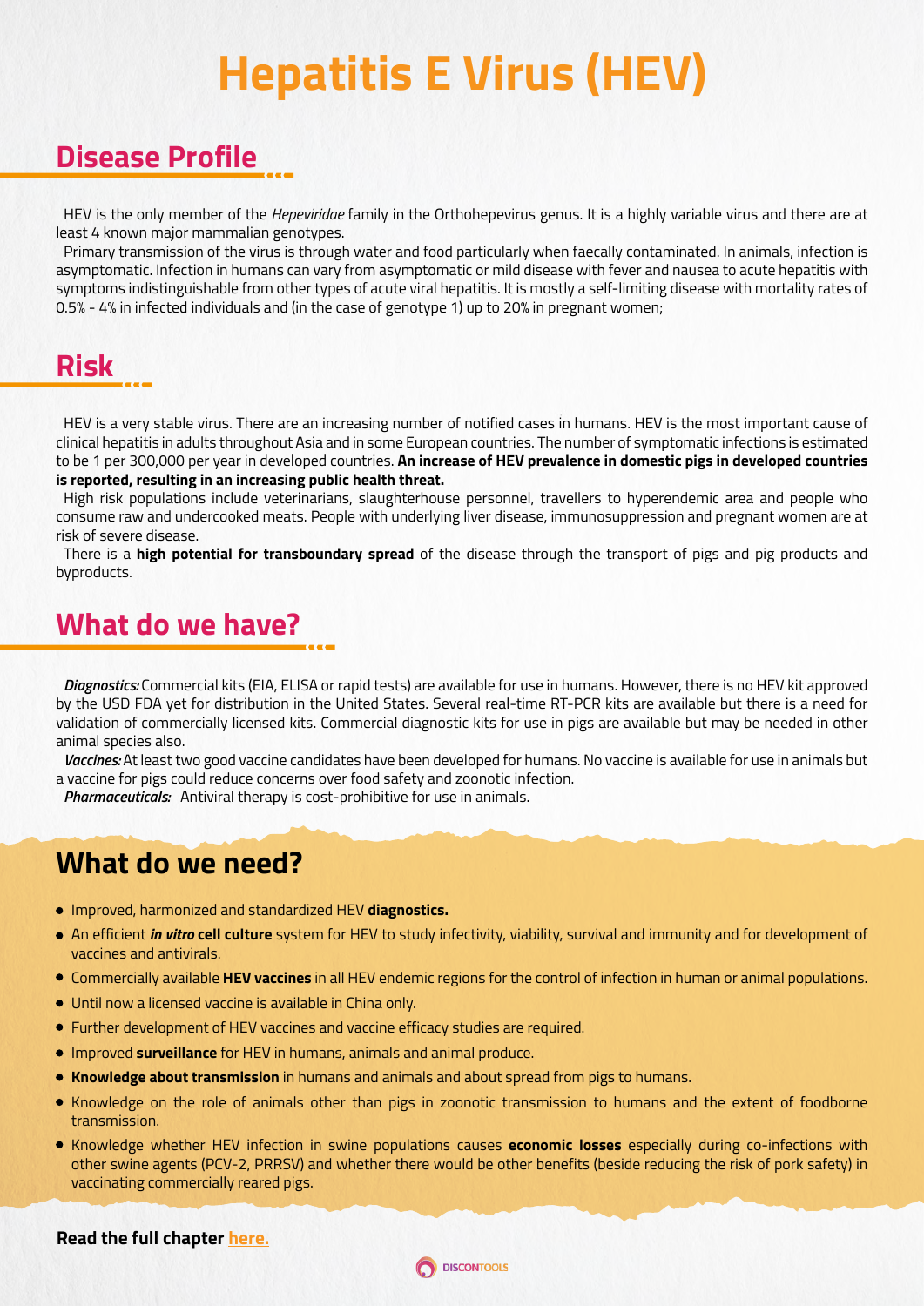# Hepatitis E Virus (HEV)

## Disease Profile

HEV is the only member of the *Hepeviridae* family in the Orthohepevirus genus. It is a highly variable virus and there are at least 4 known major mammalian genotypes.

Primary transmission of the virus is through water and food particularly when faecally contaminated. In animals, infection is asymptomatic. Infection in humans can vary from asymptomatic or mild disease with fever and nausea to acute hepatitis with symptoms indistinguishable from other types of acute viral hepatitis. It is mostly a self-limiting disease with mortality rates of 0.5% - 4% in infected individuals and (in the case of genotype 1) up to 20% in pregnant women;

## Risk

HEV is a very stable virus. There are an increasing number of notified cases in humans. HEV is the most important cause of clinical hepatitis in adults throughout Asia and in some European countries. The number of symptomatic infections is estimated to be 1 per 300,000 per year in developed countries. **An increase of HEV prevalence in domestic pigs in developed countries is reported, resulting in an increasing public health threat.**

High risk populations include veterinarians, slaughterhouse personnel, travellers to hyperendemic area and people who consume raw and undercooked meats. People with underlying liver disease, immunosuppression and pregnant women are at risk of severe disease.

There is a **high potential for transboundary spread** of the disease through the transport of pigs and pig products and byproducts.

## What do we have?

***Diagnostics:*** Commercial kits (EIA, ELISA or rapid tests) are available for use in humans. However, there is no HEV kit approved by the USD FDA yet for distribution in the United States. Several real-time RT-PCR kits are available but there is a need for validation of commercially licensed kits. Commercial diagnostic kits for use in pigs are available but may be needed in other animal species also.

***Vaccines:*** At least two good vaccine candidates have been developed for humans. No vaccine is available for use in animals but a vaccine for pigs could reduce concerns over food safety and zoonotic infection.

***Pharmaceuticals:*** Antiviral therapy is cost-prohibitive for use in animals.

## What do we need?

- Improved, harmonized and standardized HEV **diagnostics.**
- An efficient ***in vitro* cell culture** system for HEV to study infectivity, viability, survival and immunity and for development of vaccines and antivirals.
- Commercially available **HEV vaccines** in all HEV endemic regions for the control of infection in human or animal populations.
- Until now a licensed vaccine is available in China only.
- Further development of HEV vaccines and vaccine efficacy studies are required.
- Improved **surveillance** for HEV in humans, animals and animal produce.
- **Knowledge about transmission** in humans and animals and about spread from pigs to humans.
- Knowledge on the role of animals other than pigs in zoonotic transmission to humans and the extent of foodborne transmission.
- Knowledge whether HEV infection in swine populations causes **economic losses** especially during co-infections with other swine agents (PCV-2, PRRSV) and whether there would be other benefits (beside reducing the risk of pork safety) in vaccinating commercially reared pigs.

**Read the full chapter here.**

DISCONTOOLS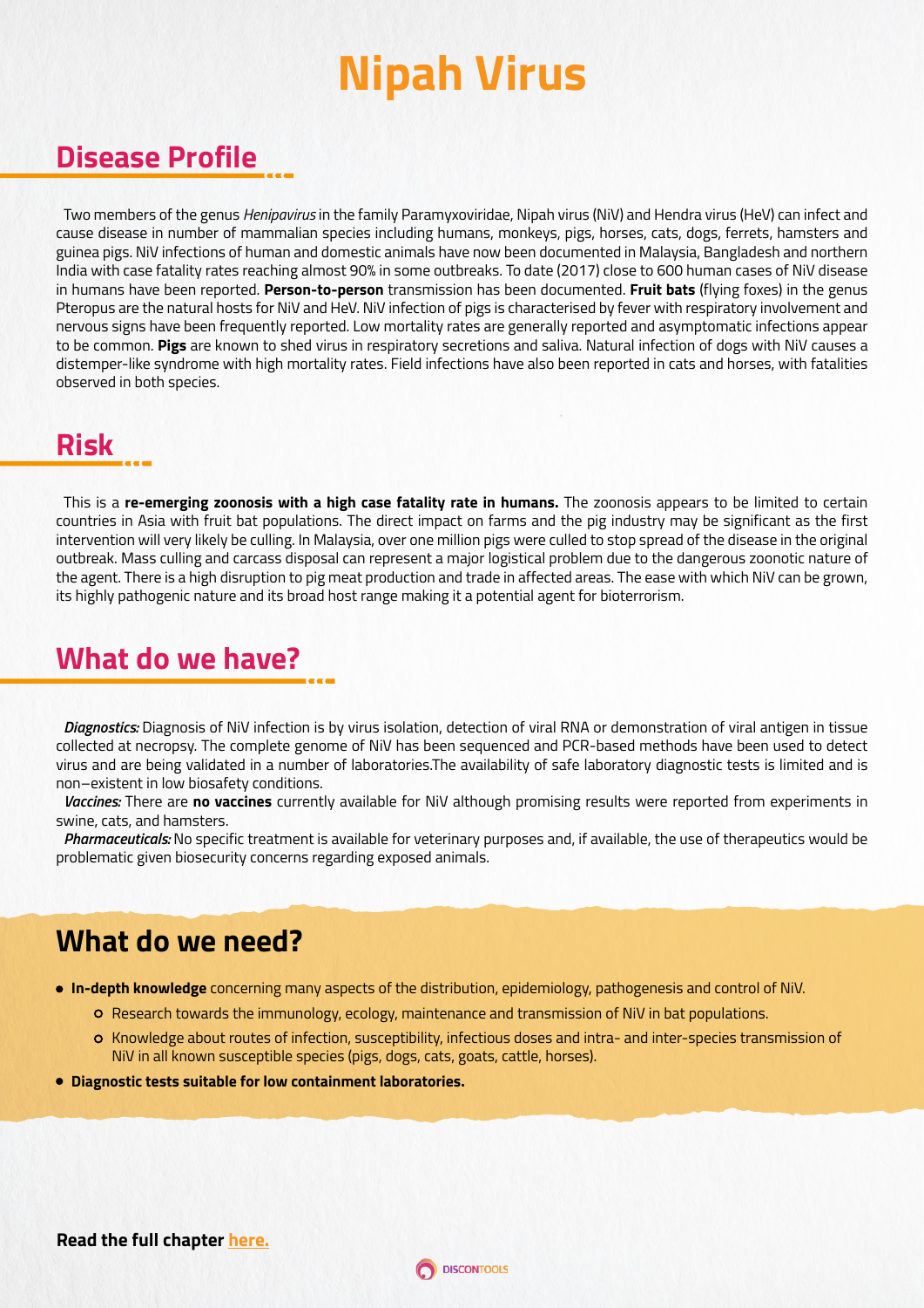# Nipah Virus

## Disease Profile

Two members of the genus *Henipavirus* in the family Paramyxoviridae, Nipah virus (NiV) and Hendra virus (HeV) can infect and cause disease in number of mammalian species including humans, monkeys, pigs, horses, cats, dogs, ferrets, hamsters and guinea pigs. NiV infections of human and domestic animals have now been documented in Malaysia, Bangladesh and northern India with case fatality rates reaching almost 90% in some outbreaks. To date (2017) close to 600 human cases of NiV disease in humans have been reported. **Person-to-person** transmission has been documented. **Fruit bats** (flying foxes) in the genus Pteropus are the natural hosts for NiV and HeV. NiV infection of pigs is characterised by fever with respiratory involvement and nervous signs have been frequently reported. Low mortality rates are generally reported and asymptomatic infections appear to be common. **Pigs** are known to shed virus in respiratory secretions and saliva. Natural infection of dogs with NiV causes a distemper-like syndrome with high mortality rates. Field infections have also been reported in cats and horses, with fatalities observed in both species.

## Risk

This is a **re-emerging zoonosis with a high case fatality rate in humans.** The zoonosis appears to be limited to certain countries in Asia with fruit bat populations. The direct impact on farms and the pig industry may be significant as the first intervention will very likely be culling. In Malaysia, over one million pigs were culled to stop spread of the disease in the original outbreak. Mass culling and carcass disposal can represent a major logistical problem due to the dangerous zoonotic nature of the agent. There is a high disruption to pig meat production and trade in affected areas. The ease with which NiV can be grown, its highly pathogenic nature and its broad host range making it a potential agent for bioterrorism.

## What do we have?

***Diagnostics:*** Diagnosis of NiV infection is by virus isolation, detection of viral RNA or demonstration of viral antigen in tissue collected at necropsy. The complete genome of NiV has been sequenced and PCR-based methods have been used to detect virus and are being validated in a number of laboratories.The availability of safe laboratory diagnostic tests is limited and is non–existent in low biosafety conditions.

***Vaccines:*** There are **no vaccines** currently available for NiV although promising results were reported from experiments in swine, cats, and hamsters.

***Pharmaceuticals:*** No specific treatment is available for veterinary purposes and, if available, the use of therapeutics would be problematic given biosecurity concerns regarding exposed animals.

## What do we need?

- **In-depth knowledge** concerning many aspects of the distribution, epidemiology, pathogenesis and control of NiV.
    - Research towards the immunology, ecology, maintenance and transmission of NiV in bat populations.
    - Knowledge about routes of infection, susceptibility, infectious doses and intra- and inter-species transmission of NiV in all known susceptible species (pigs, dogs, cats, goats, cattle, horses).
- **Diagnostic tests suitable for low containment laboratories.**

**Read the full chapter here.**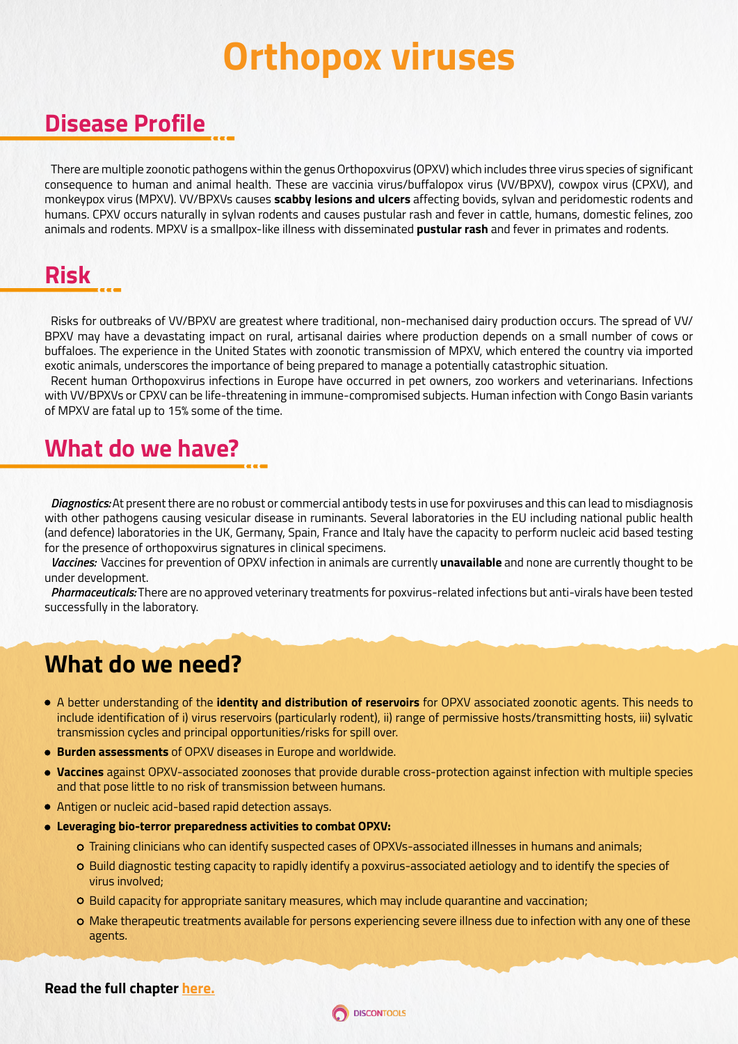# Orthopox viruses

## Disease Profile

There are multiple zoonotic pathogens within the genus Orthopoxvirus (OPXV) which includes three virus species of significant consequence to human and animal health. These are vaccinia virus/buffalopox virus (VV/BPXV), cowpox virus (CPXV), and monkeypox virus (MPXV). VV/BPXVs causes **scabby lesions and ulcers** affecting bovids, sylvan and peridomestic rodents and humans. CPXV occurs naturally in sylvan rodents and causes pustular rash and fever in cattle, humans, domestic felines, zoo animals and rodents. MPXV is a smallpox-like illness with disseminated **pustular rash** and fever in primates and rodents.

## Risk

Risks for outbreaks of VV/BPXV are greatest where traditional, non-mechanised dairy production occurs. The spread of VV/BPXV may have a devastating impact on rural, artisanal dairies where production depends on a small number of cows or buffaloes. The experience in the United States with zoonotic transmission of MPXV, which entered the country via imported exotic animals, underscores the importance of being prepared to manage a potentially catastrophic situation.

Recent human Orthopoxvirus infections in Europe have occurred in pet owners, zoo workers and veterinarians. Infections with VV/BPXVs or CPXV can be life-threatening in immune-compromised subjects. Human infection with Congo Basin variants of MPXV are fatal up to 15% some of the time.

## What do we have?

***Diagnostics:*** At present there are no robust or commercial antibody tests in use for poxviruses and this can lead to misdiagnosis with other pathogens causing vesicular disease in ruminants. Several laboratories in the EU including national public health (and defence) laboratories in the UK, Germany, Spain, France and Italy have the capacity to perform nucleic acid based testing for the presence of orthopoxvirus signatures in clinical specimens.

***Vaccines:*** Vaccines for prevention of OPXV infection in animals are currently **unavailable** and none are currently thought to be under development.

***Pharmaceuticals:*** There are no approved veterinary treatments for poxvirus-related infections but anti-virals have been tested successfully in the laboratory.

## What do we need?

- A better understanding of the **identity and distribution of reservoirs** for OPXV associated zoonotic agents. This needs to include identification of i) virus reservoirs (particularly rodent), ii) range of permissive hosts/transmitting hosts, iii) sylvatic transmission cycles and principal opportunities/risks for spill over.
- **Burden assessments** of OPXV diseases in Europe and worldwide.
- **Vaccines** against OPXV-associated zoonoses that provide durable cross-protection against infection with multiple species and that pose little to no risk of transmission between humans.
- Antigen or nucleic acid-based rapid detection assays.
- **Leveraging bio-terror preparedness activities to combat OPXV:**
  - Training clinicians who can identify suspected cases of OPXVs-associated illnesses in humans and animals;
  - Build diagnostic testing capacity to rapidly identify a poxvirus-associated aetiology and to identify the species of virus involved;
  - Build capacity for appropriate sanitary measures, which may include quarantine and vaccination;
  - Make therapeutic treatments available for persons experiencing severe illness due to infection with any one of these agents.

**Read the full chapter here.**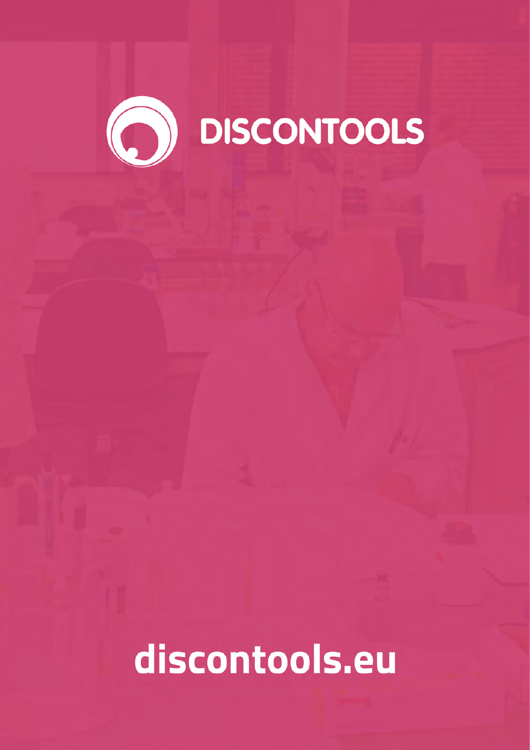DISCONTOOLS

discontools.eu